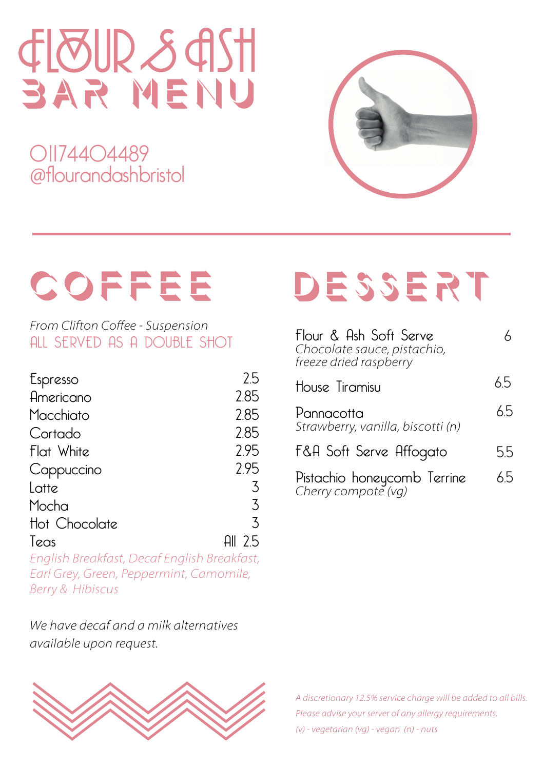# FLOUR & ASH
## BAR MENU

01174404489
@flourandashbristol

## COFFEE

*From Clifton Coffee - Suspension*
ALL SERVED AS A DOUBLE SHOT

| Item | Price |
|---|---|
| Espresso | 2.5 |
| Americano | 2.85 |
| Macchiato | 2.85 |
| Cortado | 2.85 |
| Flat White | 2.95 |
| Cappuccino | 2.95 |
| Latte | 3 |
| Mocha | 3 |
| Hot Chocolate | 3 |
| Teas | All 2.5 |

*English Breakfast, Decaf English Breakfast, Earl Grey, Green, Peppermint, Camomile, Berry & Hibiscus*

*We have decaf and a milk alternatives available upon request.*

## DESSERT

| Item | Price |
|---|---|
| Flour & Ash Soft Serve<br>*Chocolate sauce, pistachio, freeze dried raspberry* | 6 |
| House Tiramisu | 6.5 |
| Pannacotta<br>*Strawberry, vanilla, biscotti (n)* | 6.5 |
| F&A Soft Serve Affogato | 5.5 |
| Pistachio honeycomb Terrine<br>*Cherry compote (vg)* | 6.5 |

*A discretionary 12.5% service charge will be added to all bills.*
*Please advise your server of any allergy requirements.*
*(v) - vegetarian (vg) - vegan (n) - nuts*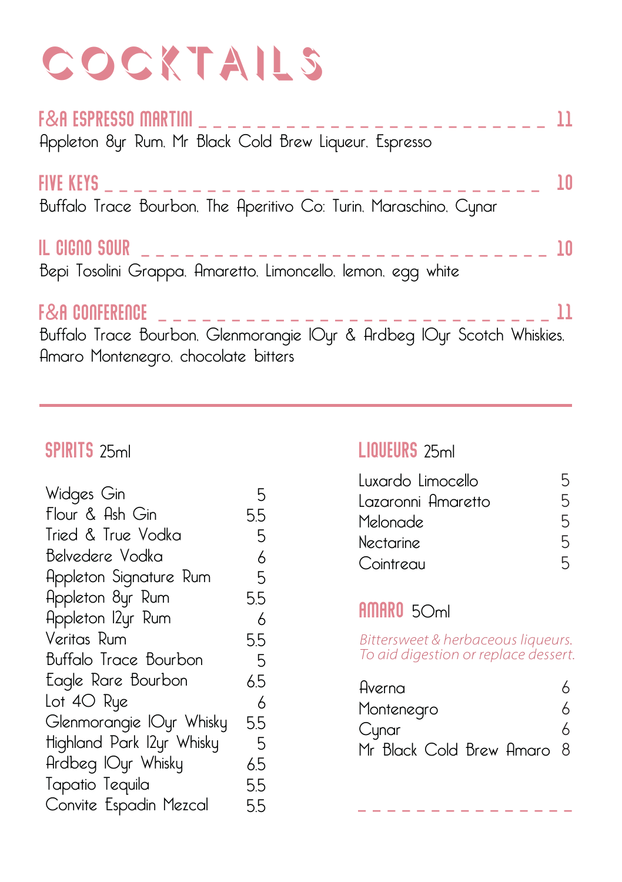# COCKTAILS

## F&A ESPRESSO MARTINI — 11

Appleton 8yr Rum, Mr Black Cold Brew Liqueur, Espresso

## FIVE KEYS — 10

Buffalo Trace Bourbon, The Aperitivo Co: Turin, Maraschino, Cynar

## IL CIGNO SOUR — 10

Bepi Tosolini Grappa, Amaretto, Limoncello, lemon, egg white

## F&A CONFERENCE — 11

Buffalo Trace Bourbon, Glenmorangie 10yr & Ardbeg 10yr Scotch Whiskies, Amaro Montenegro, chocolate bitters

---

## SPIRITS 25ml

| | |
|---|---|
| Widges Gin | 5 |
| Flour & Ash Gin | 5.5 |
| Tried & True Vodka | 5 |
| Belvedere Vodka | 6 |
| Appleton Signature Rum | 5 |
| Appleton 8yr Rum | 5.5 |
| Appleton 12yr Rum | 6 |
| Veritas Rum | 5.5 |
| Buffalo Trace Bourbon | 5 |
| Eagle Rare Bourbon | 6.5 |
| Lot 40 Rye | 6 |
| Glenmorangie 10yr Whisky | 5.5 |
| Highland Park 12yr Whisky | 5 |
| Ardbeg 10yr Whisky | 6.5 |
| Tapatio Tequila | 5.5 |
| Convite Espadin Mezcal | 5.5 |

## LIQUEURS 25ml

| | |
|---|---|
| Luxardo Limocello | 5 |
| Lazaronni Amaretto | 5 |
| Melonade | 5 |
| Nectarine | 5 |
| Cointreau | 5 |

## AMARO 50ml

*Bittersweet & herbaceous liqueurs. To aid digestion or replace dessert.*

| | |
|---|---|
| Averna | 6 |
| Montenegro | 6 |
| Cynar | 6 |
| Mr Black Cold Brew Amaro | 8 |